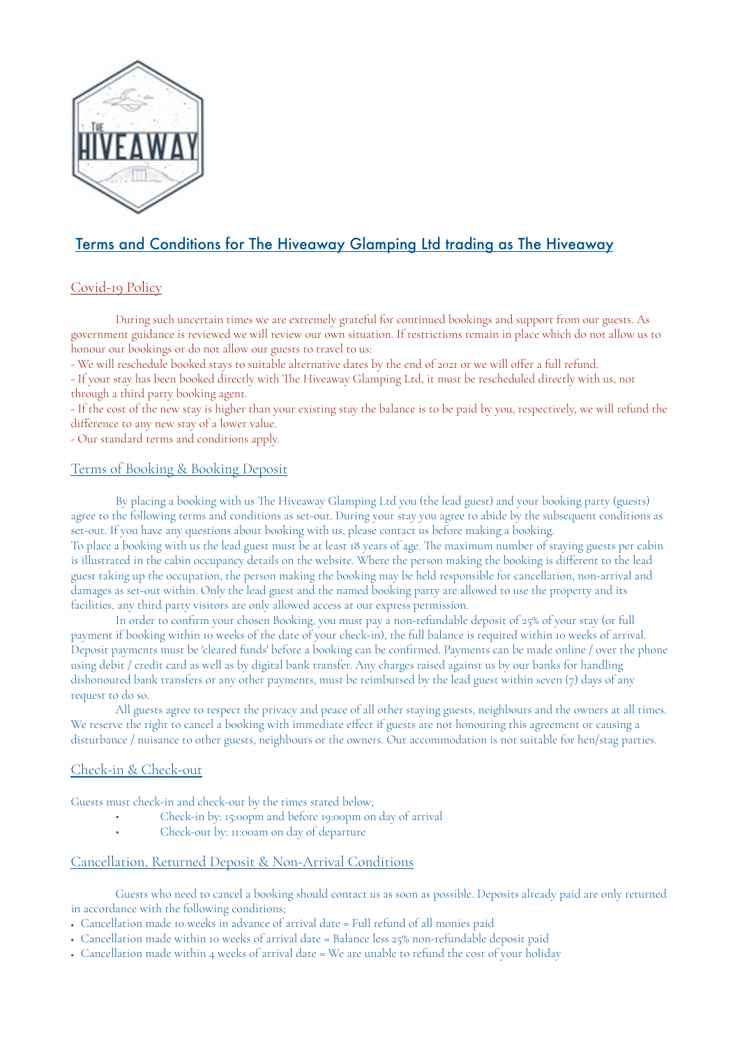# Terms and Conditions for The Hiveaway Glamping Ltd trading as The Hiveaway

## Covid-19 Policy

During such uncertain times we are extremely grateful for continued bookings and support from our guests. As government guidance is reviewed we will review our own situation. If restrictions remain in place which do not allow us to honour our bookings or do not allow our guests to travel to us:

- We will reschedule booked stays to suitable alternative dates by the end of 2021 or we will offer a full refund.
- If your stay has been booked directly with The Hiveaway Glamping Ltd, it must be rescheduled directly with us, not through a third party booking agent.
- If the cost of the new stay is higher than your existing stay the balance is to be paid by you, respectively, we will refund the difference to any new stay of a lower value.
- Our standard terms and conditions apply.

## Terms of Booking & Booking Deposit

By placing a booking with us The Hiveaway Glamping Ltd you (the lead guest) and your booking party (guests) agree to the following terms and conditions as set-out. During your stay you agree to abide by the subsequent conditions as set-out. If you have any questions about booking with us, please contact us before making a booking.

To place a booking with us the lead guest must be at least 18 years of age. The maximum number of staying guests per cabin is illustrated in the cabin occupancy details on the website. Where the person making the booking is different to the lead guest taking up the occupation, the person making the booking may be held responsible for cancellation, non-arrival and damages as set-out within. Only the lead guest and the named booking party are allowed to use the property and its facilities, any third party visitors are only allowed access at our express permission.

In order to confirm your chosen Booking, you must pay a non-refundable deposit of 25% of your stay (or full payment if booking within 10 weeks of the date of your check-in), the full balance is required within 10 weeks of arrival. Deposit payments must be 'cleared funds' before a booking can be confirmed. Payments can be made online / over the phone using debit / credit card as well as by digital bank transfer. Any charges raised against us by our banks for handling dishonoured bank transfers or any other payments, must be reimbursed by the lead guest within seven (7) days of any request to do so.

All guests agree to respect the privacy and peace of all other staying guests, neighbours and the owners at all times. We reserve the right to cancel a booking with immediate effect if guests are not honouring this agreement or causing a disturbance / nuisance to other guests, neighbours or the owners. Our accommodation is not suitable for hen/stag parties.

## Check-in & Check-out

Guests must check-in and check-out by the times stated below;

- Check-in by: 15:00pm and before 19:00pm on day of arrival
- Check-out by: 11:00am on day of departure

## Cancellation, Returned Deposit & Non-Arrival Conditions

Guests who need to cancel a booking should contact us as soon as possible. Deposits already paid are only returned in accordance with the following conditions;

- Cancellation made 10 weeks in advance of arrival date = Full refund of all monies paid
- Cancellation made within 10 weeks of arrival date = Balance less 25% non-refundable deposit paid
- Cancellation made within 4 weeks of arrival date = We are unable to refund the cost of your holiday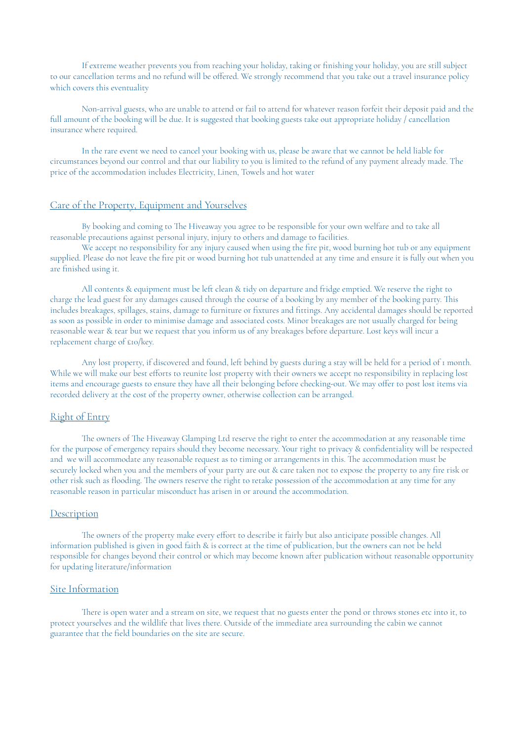If extreme weather prevents you from reaching your holiday, taking or finishing your holiday, you are still subject to our cancellation terms and no refund will be offered. We strongly recommend that you take out a travel insurance policy which covers this eventuality

Non-arrival guests, who are unable to attend or fail to attend for whatever reason forfeit their deposit paid and the full amount of the booking will be due. It is suggested that booking guests take out appropriate holiday / cancellation insurance where required.

In the rare event we need to cancel your booking with us, please be aware that we cannot be held liable for circumstances beyond our control and that our liability to you is limited to the refund of any payment already made. The price of the accommodation includes Electricity, Linen, Towels and hot water

## Care of the Property, Equipment and Yourselves

By booking and coming to The Hiveaway you agree to be responsible for your own welfare and to take all reasonable precautions against personal injury, injury to others and damage to facilities.

We accept no responsibility for any injury caused when using the fire pit, wood burning hot tub or any equipment supplied. Please do not leave the fire pit or wood burning hot tub unattended at any time and ensure it is fully out when you are finished using it.

All contents & equipment must be left clean & tidy on departure and fridge emptied. We reserve the right to charge the lead guest for any damages caused through the course of a booking by any member of the booking party. This includes breakages, spillages, stains, damage to furniture or fixtures and fittings. Any accidental damages should be reported as soon as possible in order to minimise damage and associated costs. Minor breakages are not usually charged for being reasonable wear & tear but we request that you inform us of any breakages before departure. Lost keys will incur a replacement charge of £10/key.

Any lost property, if discovered and found, left behind by guests during a stay will be held for a period of 1 month. While we will make our best efforts to reunite lost property with their owners we accept no responsibility in replacing lost items and encourage guests to ensure they have all their belonging before checking-out. We may offer to post lost items via recorded delivery at the cost of the property owner, otherwise collection can be arranged.

## Right of Entry

The owners of The Hiveaway Glamping Ltd reserve the right to enter the accommodation at any reasonable time for the purpose of emergency repairs should they become necessary. Your right to privacy & confidentiality will be respected and we will accommodate any reasonable request as to timing or arrangements in this. The accommodation must be securely locked when you and the members of your party are out & care taken not to expose the property to any fire risk or other risk such as flooding. The owners reserve the right to retake possession of the accommodation at any time for any reasonable reason in particular misconduct has arisen in or around the accommodation.

## Description

The owners of the property make every effort to describe it fairly but also anticipate possible changes. All information published is given in good faith & is correct at the time of publication, but the owners can not be held responsible for changes beyond their control or which may become known after publication without reasonable opportunity for updating literature/information

## Site Information

There is open water and a stream on site, we request that no guests enter the pond or throws stones etc into it, to protect yourselves and the wildlife that lives there. Outside of the immediate area surrounding the cabin we cannot guarantee that the field boundaries on the site are secure.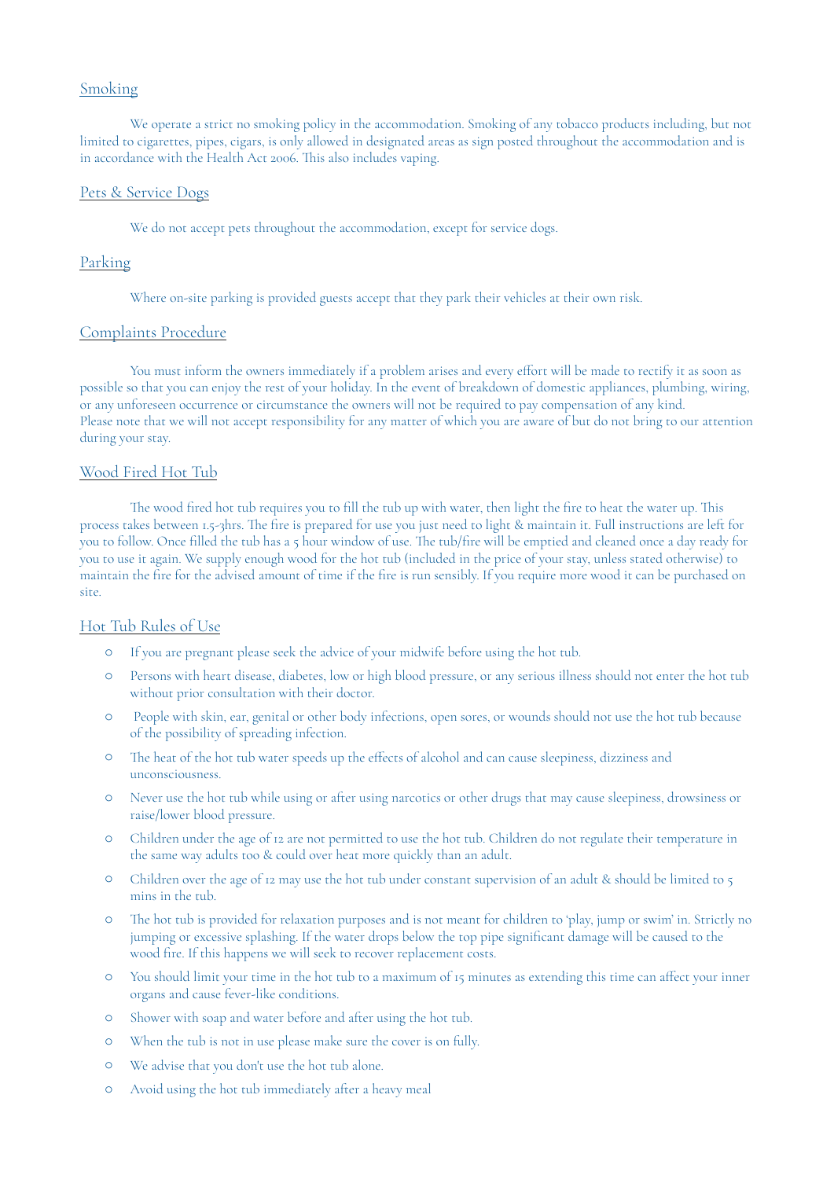## Smoking

We operate a strict no smoking policy in the accommodation. Smoking of any tobacco products including, but not limited to cigarettes, pipes, cigars, is only allowed in designated areas as sign posted throughout the accommodation and is in accordance with the Health Act 2006. This also includes vaping.

## Pets & Service Dogs

We do not accept pets throughout the accommodation, except for service dogs.

## Parking

Where on-site parking is provided guests accept that they park their vehicles at their own risk.

## Complaints Procedure

You must inform the owners immediately if a problem arises and every effort will be made to rectify it as soon as possible so that you can enjoy the rest of your holiday. In the event of breakdown of domestic appliances, plumbing, wiring, or any unforeseen occurrence or circumstance the owners will not be required to pay compensation of any kind. Please note that we will not accept responsibility for any matter of which you are aware of but do not bring to our attention during your stay.

## Wood Fired Hot Tub

The wood fired hot tub requires you to fill the tub up with water, then light the fire to heat the water up. This process takes between 1.5-3hrs. The fire is prepared for use you just need to light & maintain it. Full instructions are left for you to follow. Once filled the tub has a 5 hour window of use. The tub/fire will be emptied and cleaned once a day ready for you to use it again. We supply enough wood for the hot tub (included in the price of your stay, unless stated otherwise) to maintain the fire for the advised amount of time if the fire is run sensibly. If you require more wood it can be purchased on site.

## Hot Tub Rules of Use

- If you are pregnant please seek the advice of your midwife before using the hot tub.
- Persons with heart disease, diabetes, low or high blood pressure, or any serious illness should not enter the hot tub without prior consultation with their doctor.
- People with skin, ear, genital or other body infections, open sores, or wounds should not use the hot tub because of the possibility of spreading infection.
- The heat of the hot tub water speeds up the effects of alcohol and can cause sleepiness, dizziness and unconsciousness.
- Never use the hot tub while using or after using narcotics or other drugs that may cause sleepiness, drowsiness or raise/lower blood pressure.
- Children under the age of 12 are not permitted to use the hot tub. Children do not regulate their temperature in the same way adults too & could over heat more quickly than an adult.
- Children over the age of 12 may use the hot tub under constant supervision of an adult & should be limited to 5 mins in the tub.
- The hot tub is provided for relaxation purposes and is not meant for children to 'play, jump or swim' in. Strictly no jumping or excessive splashing. If the water drops below the top pipe significant damage will be caused to the wood fire. If this happens we will seek to recover replacement costs.
- You should limit your time in the hot tub to a maximum of 15 minutes as extending this time can affect your inner organs and cause fever-like conditions.
- Shower with soap and water before and after using the hot tub.
- When the tub is not in use please make sure the cover is on fully.
- We advise that you don't use the hot tub alone.
- Avoid using the hot tub immediately after a heavy meal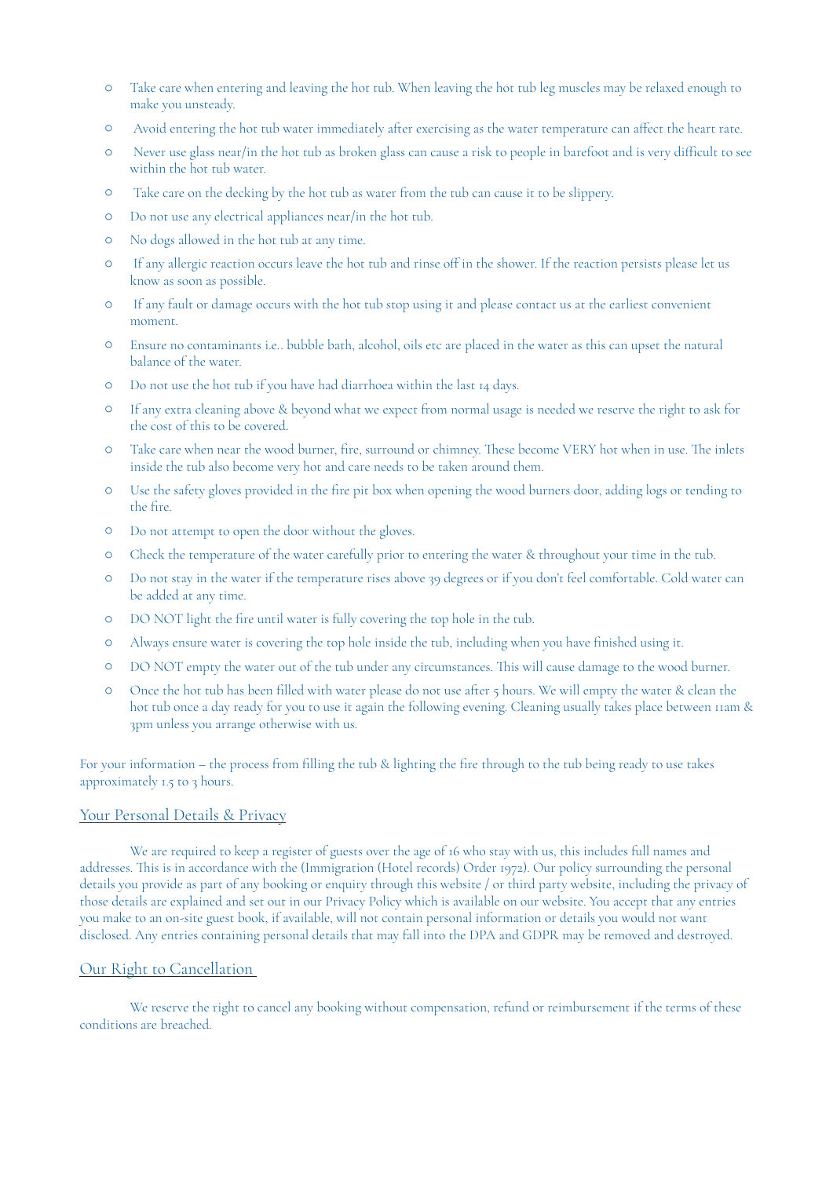- Take care when entering and leaving the hot tub. When leaving the hot tub leg muscles may be relaxed enough to make you unsteady.
- Avoid entering the hot tub water immediately after exercising as the water temperature can affect the heart rate.
- Never use glass near/in the hot tub as broken glass can cause a risk to people in barefoot and is very difficult to see within the hot tub water.
- Take care on the decking by the hot tub as water from the tub can cause it to be slippery.
- Do not use any electrical appliances near/in the hot tub.
- No dogs allowed in the hot tub at any time.
- If any allergic reaction occurs leave the hot tub and rinse off in the shower. If the reaction persists please let us know as soon as possible.
- If any fault or damage occurs with the hot tub stop using it and please contact us at the earliest convenient moment.
- Ensure no contaminants i.e.. bubble bath, alcohol, oils etc are placed in the water as this can upset the natural balance of the water.
- Do not use the hot tub if you have had diarrhoea within the last 14 days.
- If any extra cleaning above & beyond what we expect from normal usage is needed we reserve the right to ask for the cost of this to be covered.
- Take care when near the wood burner, fire, surround or chimney. These become VERY hot when in use. The inlets inside the tub also become very hot and care needs to be taken around them.
- Use the safety gloves provided in the fire pit box when opening the wood burners door, adding logs or tending to the fire.
- Do not attempt to open the door without the gloves.
- Check the temperature of the water carefully prior to entering the water & throughout your time in the tub.
- Do not stay in the water if the temperature rises above 39 degrees or if you don't feel comfortable. Cold water can be added at any time.
- DO NOT light the fire until water is fully covering the top hole in the tub.
- Always ensure water is covering the top hole inside the tub, including when you have finished using it.
- DO NOT empty the water out of the tub under any circumstances. This will cause damage to the wood burner.
- Once the hot tub has been filled with water please do not use after 5 hours. We will empty the water & clean the hot tub once a day ready for you to use it again the following evening. Cleaning usually takes place between 11am & 3pm unless you arrange otherwise with us.

For your information – the process from filling the tub & lighting the fire through to the tub being ready to use takes approximately 1.5 to 3 hours.

## Your Personal Details & Privacy

We are required to keep a register of guests over the age of 16 who stay with us, this includes full names and addresses. This is in accordance with the (Immigration (Hotel records) Order 1972). Our policy surrounding the personal details you provide as part of any booking or enquiry through this website / or third party website, including the privacy of those details are explained and set out in our Privacy Policy which is available on our website. You accept that any entries you make to an on-site guest book, if available, will not contain personal information or details you would not want disclosed. Any entries containing personal details that may fall into the DPA and GDPR may be removed and destroyed.

## Our Right to Cancellation

We reserve the right to cancel any booking without compensation, refund or reimbursement if the terms of these conditions are breached.